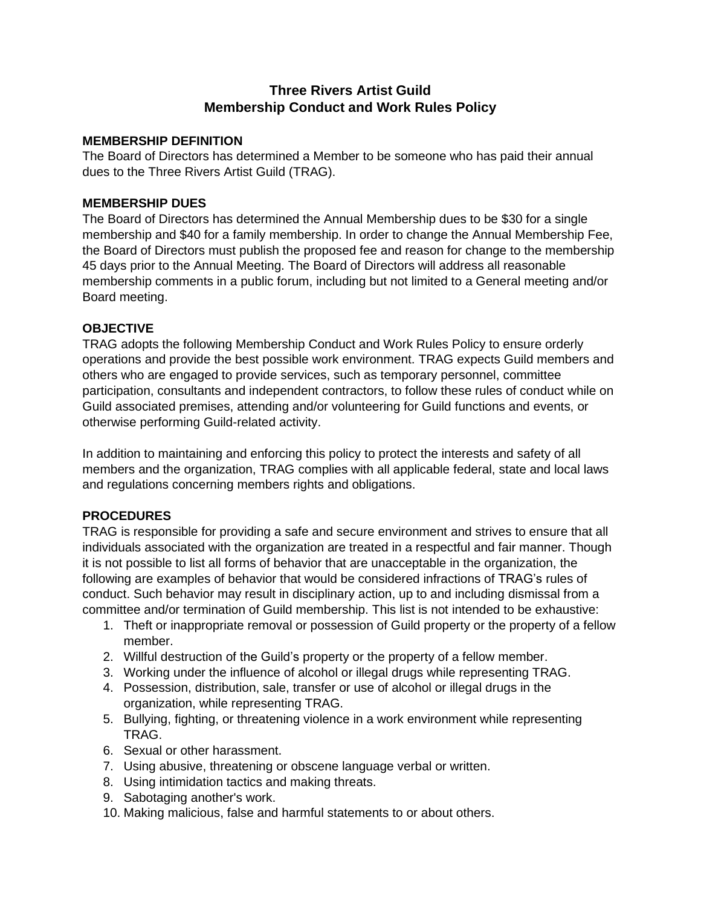# Three Rivers Artist Guild
# Membership Conduct and Work Rules Policy

**MEMBERSHIP DEFINITION**

The Board of Directors has determined a Member to be someone who has paid their annual dues to the Three Rivers Artist Guild (TRAG).

**MEMBERSHIP DUES**

The Board of Directors has determined the Annual Membership dues to be $30 for a single membership and $40 for a family membership. In order to change the Annual Membership Fee, the Board of Directors must publish the proposed fee and reason for change to the membership 45 days prior to the Annual Meeting. The Board of Directors will address all reasonable membership comments in a public forum, including but not limited to a General meeting and/or Board meeting.

**OBJECTIVE**

TRAG adopts the following Membership Conduct and Work Rules Policy to ensure orderly operations and provide the best possible work environment. TRAG expects Guild members and others who are engaged to provide services, such as temporary personnel, committee participation, consultants and independent contractors, to follow these rules of conduct while on Guild associated premises, attending and/or volunteering for Guild functions and events, or otherwise performing Guild-related activity.

In addition to maintaining and enforcing this policy to protect the interests and safety of all members and the organization, TRAG complies with all applicable federal, state and local laws and regulations concerning members rights and obligations.

**PROCEDURES**

TRAG is responsible for providing a safe and secure environment and strives to ensure that all individuals associated with the organization are treated in a respectful and fair manner. Though it is not possible to list all forms of behavior that are unacceptable in the organization, the following are examples of behavior that would be considered infractions of TRAG's rules of conduct. Such behavior may result in disciplinary action, up to and including dismissal from a committee and/or termination of Guild membership. This list is not intended to be exhaustive:

1. Theft or inappropriate removal or possession of Guild property or the property of a fellow member.
2. Willful destruction of the Guild's property or the property of a fellow member.
3. Working under the influence of alcohol or illegal drugs while representing TRAG.
4. Possession, distribution, sale, transfer or use of alcohol or illegal drugs in the organization, while representing TRAG.
5. Bullying, fighting, or threatening violence in a work environment while representing TRAG.
6. Sexual or other harassment.
7. Using abusive, threatening or obscene language verbal or written.
8. Using intimidation tactics and making threats.
9. Sabotaging another's work.
10. Making malicious, false and harmful statements to or about others.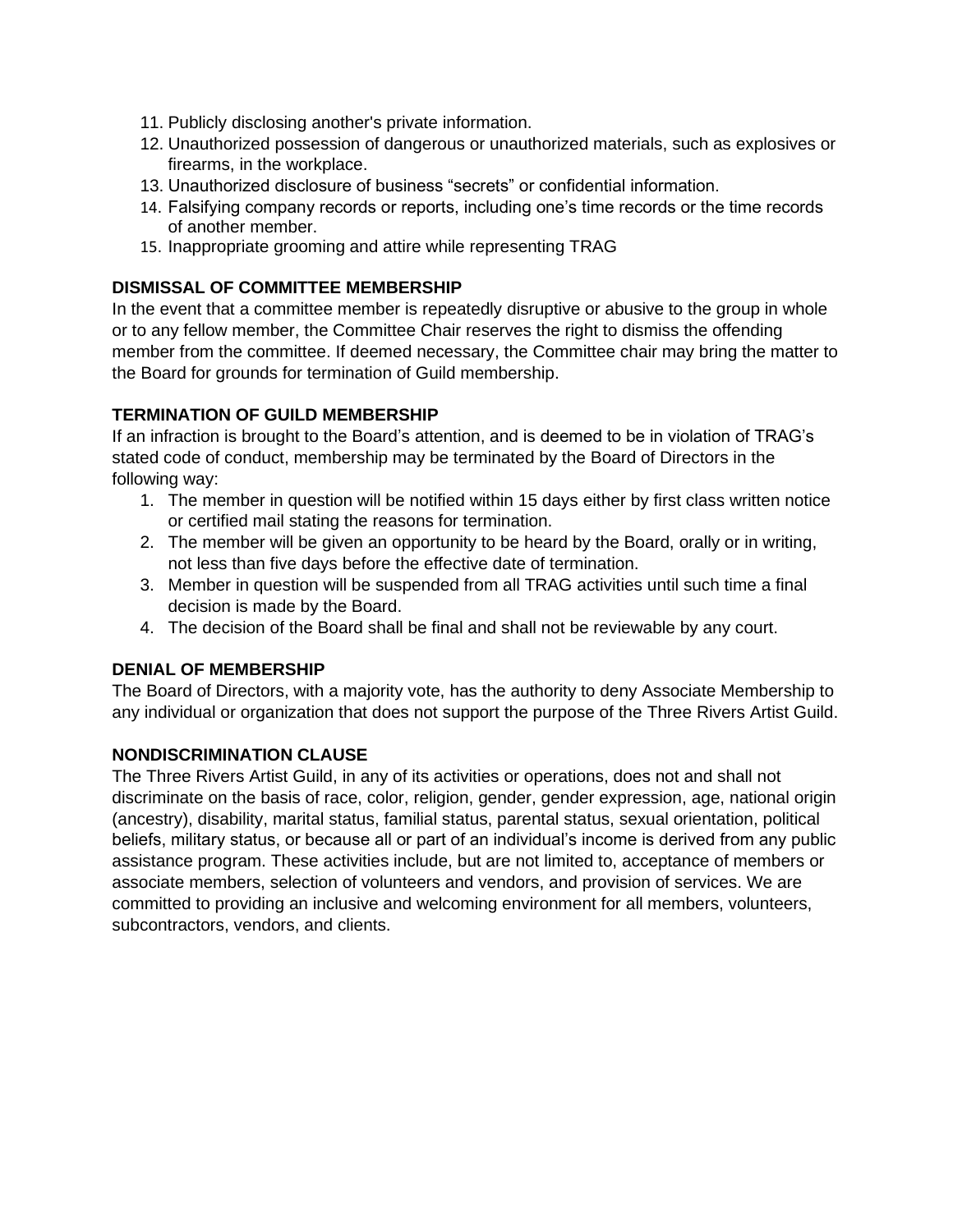11. Publicly disclosing another's private information.
12. Unauthorized possession of dangerous or unauthorized materials, such as explosives or firearms, in the workplace.
13. Unauthorized disclosure of business “secrets” or confidential information.
14. Falsifying company records or reports, including one’s time records or the time records of another member.
15. Inappropriate grooming and attire while representing TRAG

**DISMISSAL OF COMMITTEE MEMBERSHIP**

In the event that a committee member is repeatedly disruptive or abusive to the group in whole or to any fellow member, the Committee Chair reserves the right to dismiss the offending member from the committee. If deemed necessary, the Committee chair may bring the matter to the Board for grounds for termination of Guild membership.

**TERMINATION OF GUILD MEMBERSHIP**

If an infraction is brought to the Board’s attention, and is deemed to be in violation of TRAG’s stated code of conduct, membership may be terminated by the Board of Directors in the following way:

1. The member in question will be notified within 15 days either by first class written notice or certified mail stating the reasons for termination.
2. The member will be given an opportunity to be heard by the Board, orally or in writing, not less than five days before the effective date of termination.
3. Member in question will be suspended from all TRAG activities until such time a final decision is made by the Board.
4. The decision of the Board shall be final and shall not be reviewable by any court.

**DENIAL OF MEMBERSHIP**

The Board of Directors, with a majority vote, has the authority to deny Associate Membership to any individual or organization that does not support the purpose of the Three Rivers Artist Guild.

**NONDISCRIMINATION CLAUSE**

The Three Rivers Artist Guild, in any of its activities or operations, does not and shall not discriminate on the basis of race, color, religion, gender, gender expression, age, national origin (ancestry), disability, marital status, familial status, parental status, sexual orientation, political beliefs, military status, or because all or part of an individual’s income is derived from any public assistance program. These activities include, but are not limited to, acceptance of members or associate members, selection of volunteers and vendors, and provision of services. We are committed to providing an inclusive and welcoming environment for all members, volunteers, subcontractors, vendors, and clients.